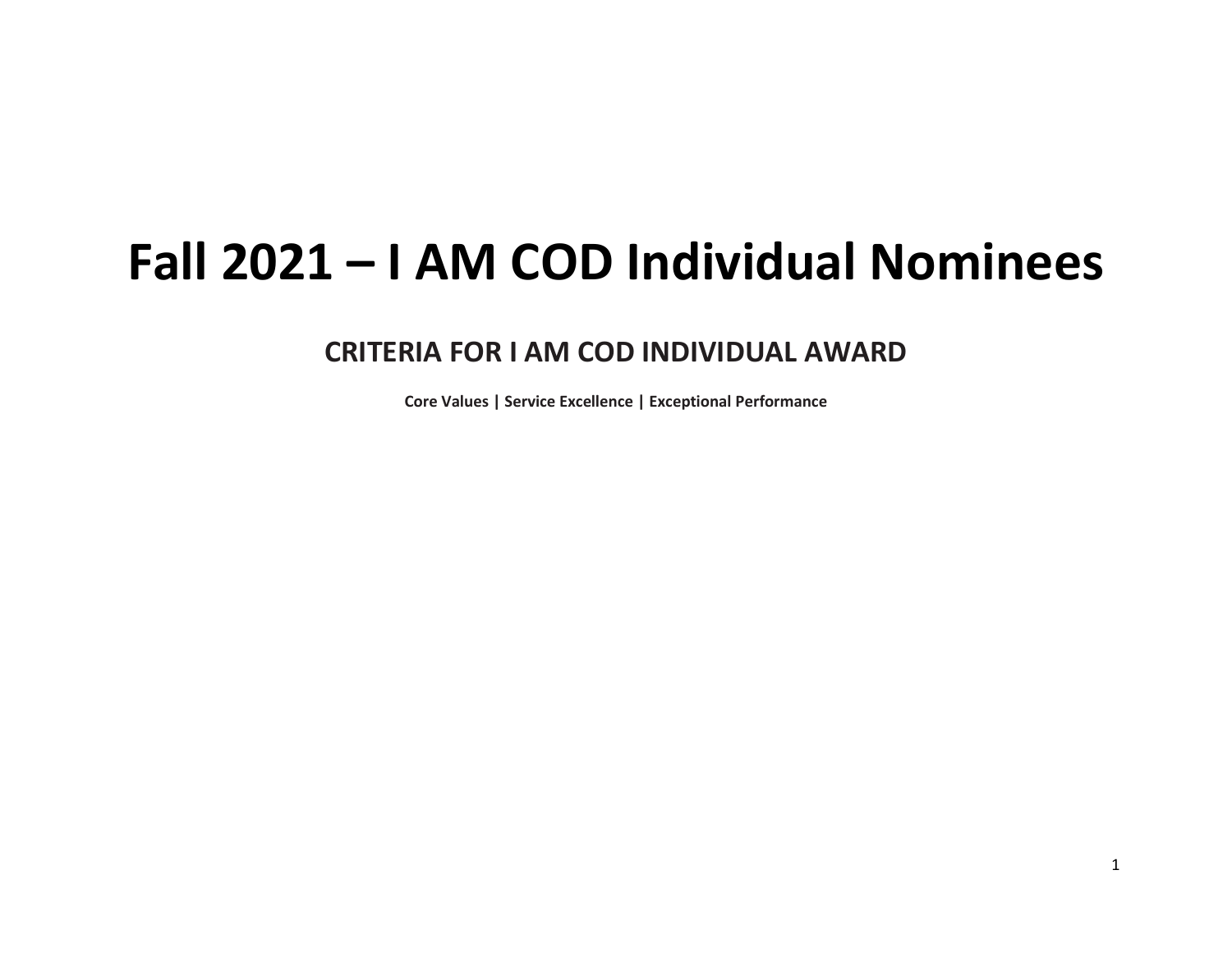# Fall 2021 – I AM COD Individual Nominees

## CRITERIA FOR I AM COD INDIVIDUAL AWARD

**Core Values | Service Excellence | Exceptional Performance**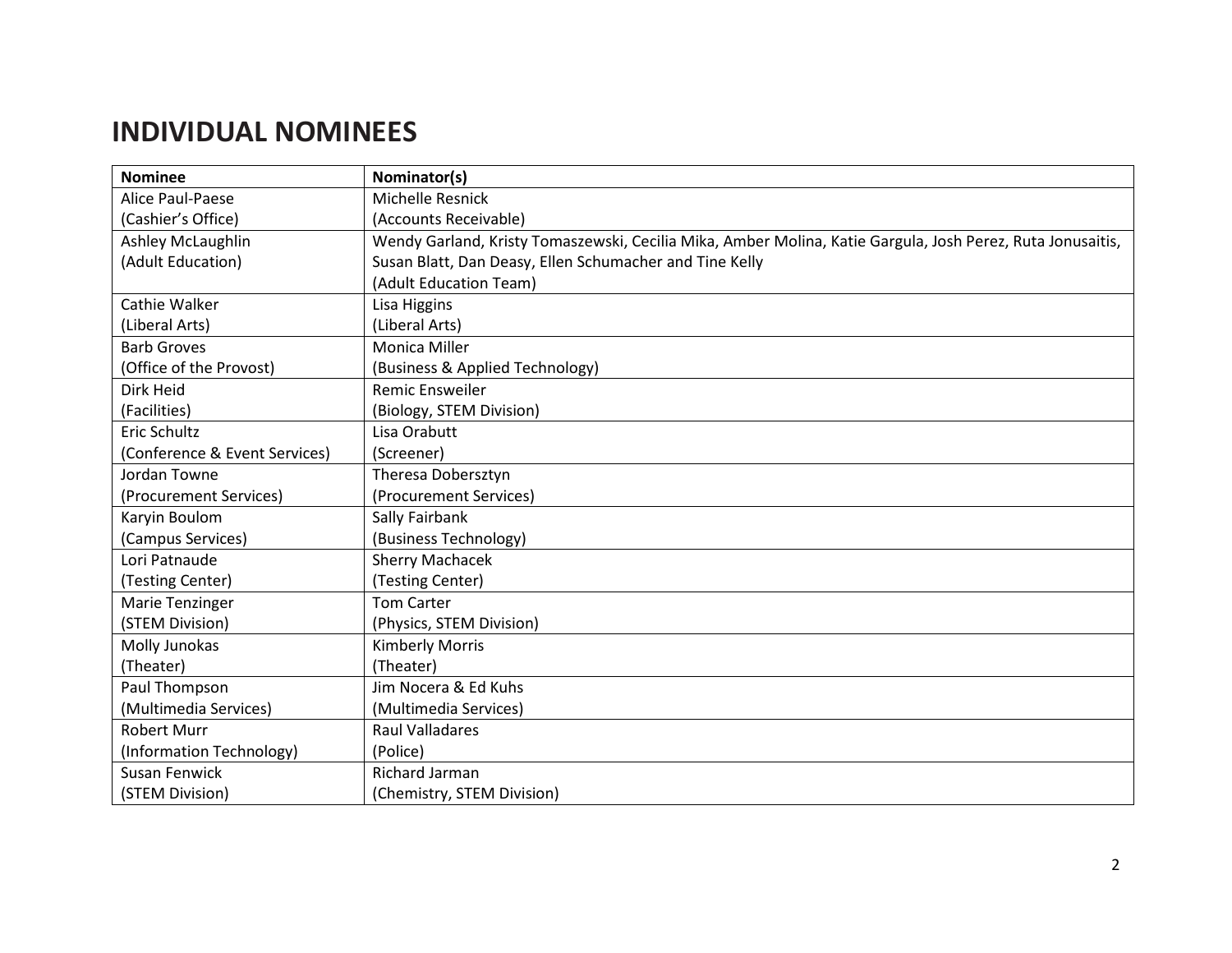# INDIVIDUAL NOMINEES

| Nominee | Nominator(s) |
|---|---|
| Alice Paul-Paese<br>(Cashier's Office) | Michelle Resnick<br>(Accounts Receivable) |
| Ashley McLaughlin<br>(Adult Education) | Wendy Garland, Kristy Tomaszewski, Cecilia Mika, Amber Molina, Katie Gargula, Josh Perez, Ruta Jonusaitis, Susan Blatt, Dan Deasy, Ellen Schumacher and Tine Kelly<br>(Adult Education Team) |
| Cathie Walker<br>(Liberal Arts) | Lisa Higgins<br>(Liberal Arts) |
| Barb Groves<br>(Office of the Provost) | Monica Miller<br>(Business & Applied Technology) |
| Dirk Heid<br>(Facilities) | Remic Ensweiler<br>(Biology, STEM Division) |
| Eric Schultz<br>(Conference & Event Services) | Lisa Orabutt<br>(Screener) |
| Jordan Towne<br>(Procurement Services) | Theresa Dobersztyn<br>(Procurement Services) |
| Karyin Boulom<br>(Campus Services) | Sally Fairbank<br>(Business Technology) |
| Lori Patnaude<br>(Testing Center) | Sherry Machacek<br>(Testing Center) |
| Marie Tenzinger<br>(STEM Division) | Tom Carter<br>(Physics, STEM Division) |
| Molly Junokas<br>(Theater) | Kimberly Morris<br>(Theater) |
| Paul Thompson<br>(Multimedia Services) | Jim Nocera & Ed Kuhs<br>(Multimedia Services) |
| Robert Murr<br>(Information Technology) | Raul Valladares<br>(Police) |
| Susan Fenwick<br>(STEM Division) | Richard Jarman<br>(Chemistry, STEM Division) |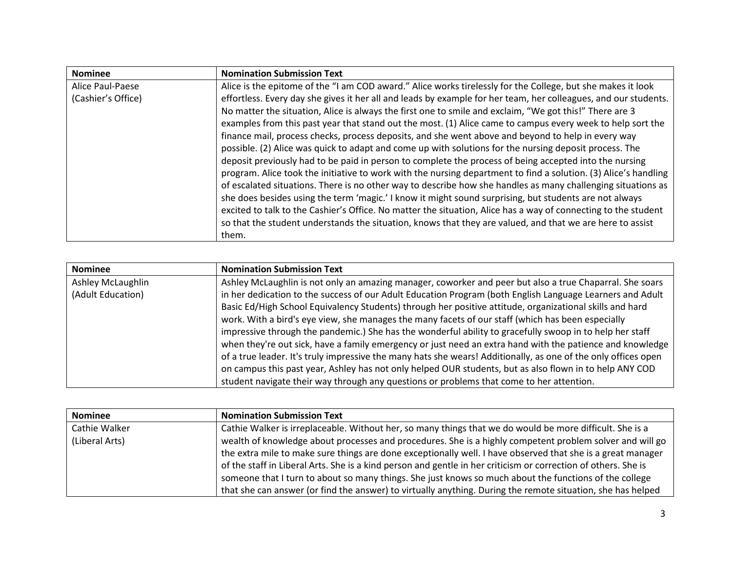| Nominee | Nomination Submission Text |
| --- | --- |
| Alice Paul-Paese (Cashier's Office) | Alice is the epitome of the "I am COD award." Alice works tirelessly for the College, but she makes it look effortless. Every day she gives it her all and leads by example for her team, her colleagues, and our students. No matter the situation, Alice is always the first one to smile and exclaim, "We got this!" There are 3 examples from this past year that stand out the most. (1) Alice came to campus every week to help sort the finance mail, process checks, process deposits, and she went above and beyond to help in every way possible. (2) Alice was quick to adapt and come up with solutions for the nursing deposit process. The deposit previously had to be paid in person to complete the process of being accepted into the nursing program. Alice took the initiative to work with the nursing department to find a solution. (3) Alice's handling of escalated situations. There is no other way to describe how she handles as many challenging situations as she does besides using the term 'magic.' I know it might sound surprising, but students are not always excited to talk to the Cashier's Office. No matter the situation, Alice has a way of connecting to the student so that the student understands the situation, knows that they are valued, and that we are here to assist them. |

| Nominee | Nomination Submission Text |
| --- | --- |
| Ashley McLaughlin (Adult Education) | Ashley McLaughlin is not only an amazing manager, coworker and peer but also a true Chaparral. She soars in her dedication to the success of our Adult Education Program (both English Language Learners and Adult Basic Ed/High School Equivalency Students) through her positive attitude, organizational skills and hard work. With a bird's eye view, she manages the many facets of our staff (which has been especially impressive through the pandemic.) She has the wonderful ability to gracefully swoop in to help her staff when they're out sick, have a family emergency or just need an extra hand with the patience and knowledge of a true leader. It's truly impressive the many hats she wears! Additionally, as one of the only offices open on campus this past year, Ashley has not only helped OUR students, but as also flown in to help ANY COD student navigate their way through any questions or problems that come to her attention. |

| Nominee | Nomination Submission Text |
| --- | --- |
| Cathie Walker (Liberal Arts) | Cathie Walker is irreplaceable. Without her, so many things that we do would be more difficult. She is a wealth of knowledge about processes and procedures. She is a highly competent problem solver and will go the extra mile to make sure things are done exceptionally well. I have observed that she is a great manager of the staff in Liberal Arts. She is a kind person and gentle in her criticism or correction of others. She is someone that I turn to about so many things. She just knows so much about the functions of the college that she can answer (or find the answer) to virtually anything. During the remote situation, she has helped |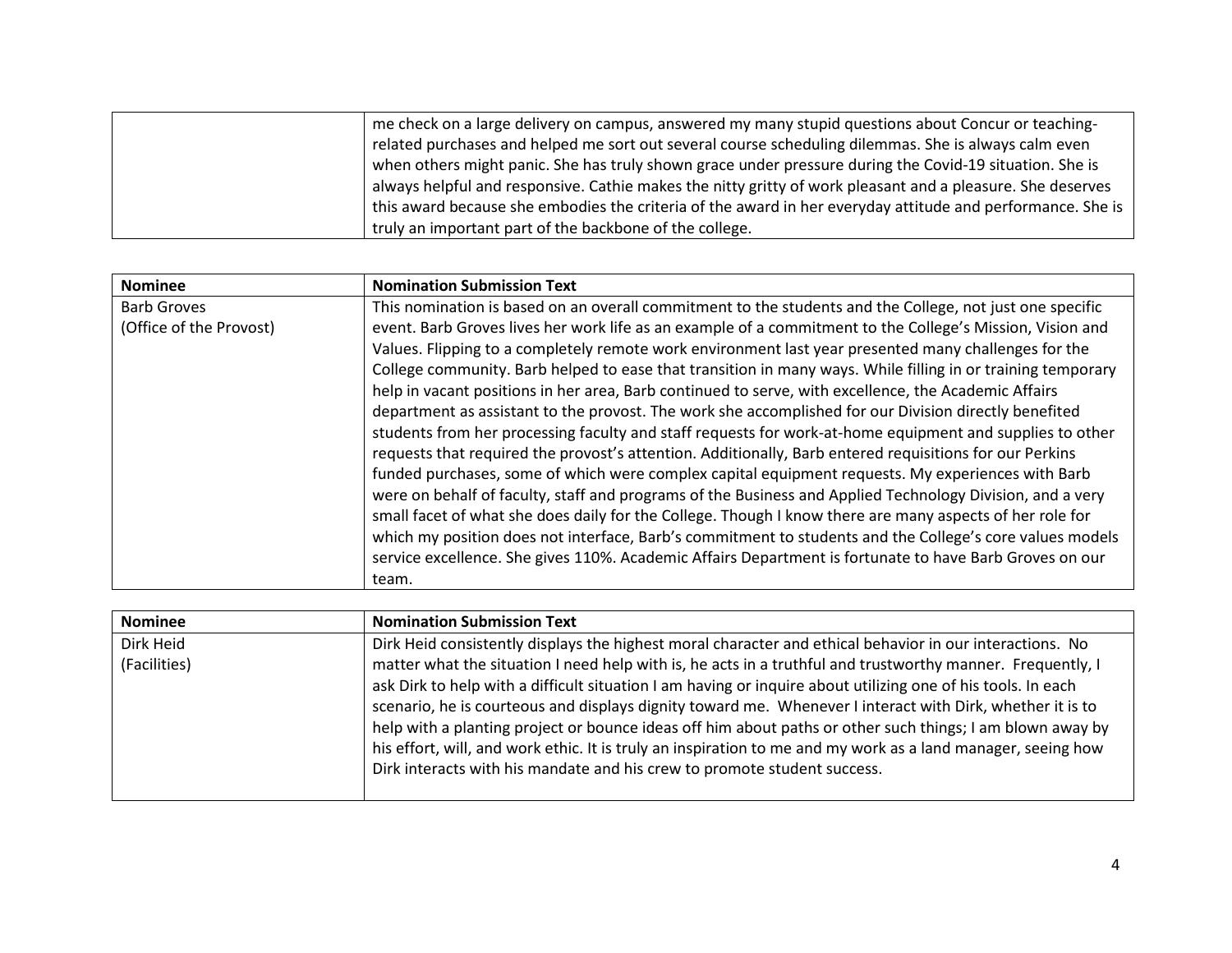| | |
|---|---|
| | me check on a large delivery on campus, answered my many stupid questions about Concur or teaching-related purchases and helped me sort out several course scheduling dilemmas. She is always calm even when others might panic. She has truly shown grace under pressure during the Covid-19 situation. She is always helpful and responsive. Cathie makes the nitty gritty of work pleasant and a pleasure. She deserves this award because she embodies the criteria of the award in her everyday attitude and performance. She is truly an important part of the backbone of the college. |

| Nominee | Nomination Submission Text |
|---|---|
| Barb Groves (Office of the Provost) | This nomination is based on an overall commitment to the students and the College, not just one specific event. Barb Groves lives her work life as an example of a commitment to the College's Mission, Vision and Values. Flipping to a completely remote work environment last year presented many challenges for the College community. Barb helped to ease that transition in many ways. While filling in or training temporary help in vacant positions in her area, Barb continued to serve, with excellence, the Academic Affairs department as assistant to the provost. The work she accomplished for our Division directly benefited students from her processing faculty and staff requests for work-at-home equipment and supplies to other requests that required the provost's attention. Additionally, Barb entered requisitions for our Perkins funded purchases, some of which were complex capital equipment requests. My experiences with Barb were on behalf of faculty, staff and programs of the Business and Applied Technology Division, and a very small facet of what she does daily for the College. Though I know there are many aspects of her role for which my position does not interface, Barb's commitment to students and the College's core values models service excellence. She gives 110%. Academic Affairs Department is fortunate to have Barb Groves on our team. |

| Nominee | Nomination Submission Text |
|---|---|
| Dirk Heid (Facilities) | Dirk Heid consistently displays the highest moral character and ethical behavior in our interactions. No matter what the situation I need help with is, he acts in a truthful and trustworthy manner. Frequently, I ask Dirk to help with a difficult situation I am having or inquire about utilizing one of his tools. In each scenario, he is courteous and displays dignity toward me. Whenever I interact with Dirk, whether it is to help with a planting project or bounce ideas off him about paths or other such things; I am blown away by his effort, will, and work ethic. It is truly an inspiration to me and my work as a land manager, seeing how Dirk interacts with his mandate and his crew to promote student success. |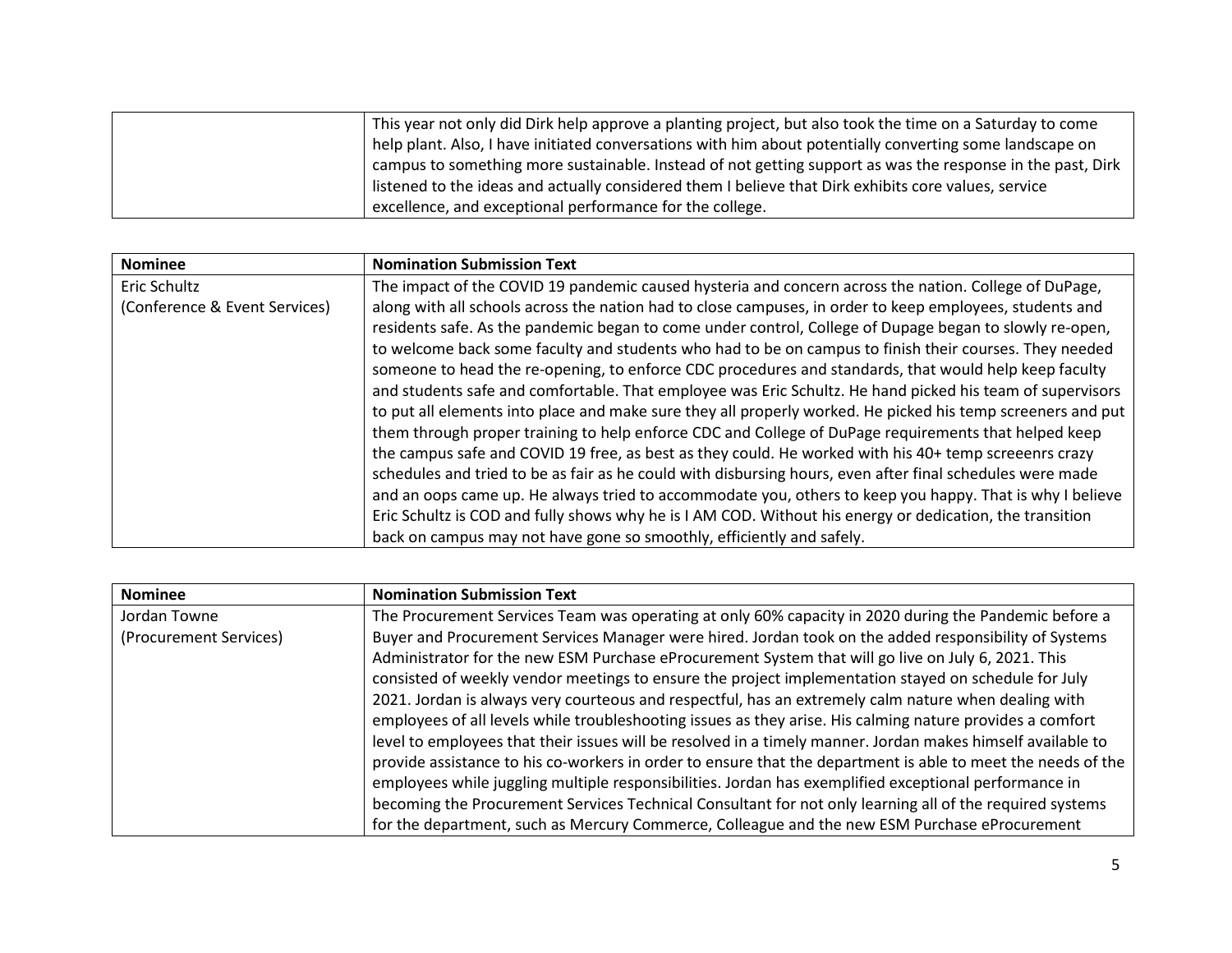| | |
|---|---|
| | This year not only did Dirk help approve a planting project, but also took the time on a Saturday to come help plant. Also, I have initiated conversations with him about potentially converting some landscape on campus to something more sustainable. Instead of not getting support as was the response in the past, Dirk listened to the ideas and actually considered them I believe that Dirk exhibits core values, service excellence, and exceptional performance for the college. |

| Nominee | Nomination Submission Text |
|---|---|
| Eric Schultz<br>(Conference & Event Services) | The impact of the COVID 19 pandemic caused hysteria and concern across the nation. College of DuPage, along with all schools across the nation had to close campuses, in order to keep employees, students and residents safe. As the pandemic began to come under control, College of Dupage began to slowly re-open, to welcome back some faculty and students who had to be on campus to finish their courses. They needed someone to head the re-opening, to enforce CDC procedures and standards, that would help keep faculty and students safe and comfortable. That employee was Eric Schultz. He hand picked his team of supervisors to put all elements into place and make sure they all properly worked. He picked his temp screeners and put them through proper training to help enforce CDC and College of DuPage requirements that helped keep the campus safe and COVID 19 free, as best as they could. He worked with his 40+ temp screeenrs crazy schedules and tried to be as fair as he could with disbursing hours, even after final schedules were made and an oops came up. He always tried to accommodate you, others to keep you happy. That is why I believe Eric Schultz is COD and fully shows why he is I AM COD. Without his energy or dedication, the transition back on campus may not have gone so smoothly, efficiently and safely. |

| Nominee | Nomination Submission Text |
|---|---|
| Jordan Towne<br>(Procurement Services) | The Procurement Services Team was operating at only 60% capacity in 2020 during the Pandemic before a Buyer and Procurement Services Manager were hired. Jordan took on the added responsibility of Systems Administrator for the new ESM Purchase eProcurement System that will go live on July 6, 2021. This consisted of weekly vendor meetings to ensure the project implementation stayed on schedule for July 2021. Jordan is always very courteous and respectful, has an extremely calm nature when dealing with employees of all levels while troubleshooting issues as they arise. His calming nature provides a comfort level to employees that their issues will be resolved in a timely manner. Jordan makes himself available to provide assistance to his co-workers in order to ensure that the department is able to meet the needs of the employees while juggling multiple responsibilities. Jordan has exemplified exceptional performance in becoming the Procurement Services Technical Consultant for not only learning all of the required systems for the department, such as Mercury Commerce, Colleague and the new ESM Purchase eProcurement |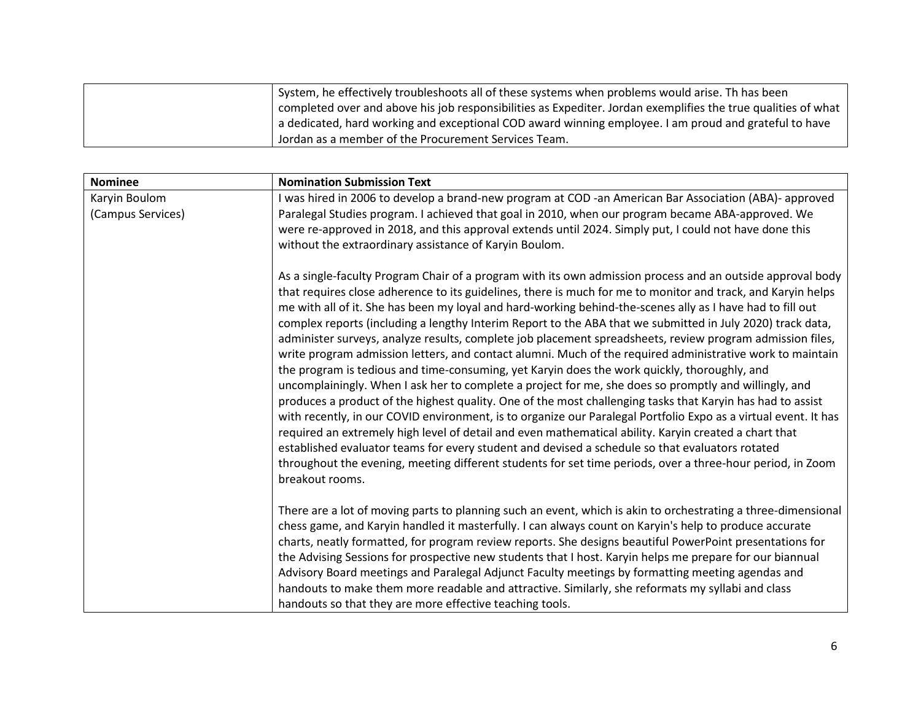| | |
|---|---|
| | System, he effectively troubleshoots all of these systems when problems would arise. Th has been completed over and above his job responsibilities as Expediter. Jordan exemplifies the true qualities of what a dedicated, hard working and exceptional COD award winning employee. I am proud and grateful to have Jordan as a member of the Procurement Services Team. |

| Nominee | Nomination Submission Text |
|---|---|
| Karyin Boulom (Campus Services) | I was hired in 2006 to develop a brand-new program at COD -an American Bar Association (ABA)- approved Paralegal Studies program. I achieved that goal in 2010, when our program became ABA-approved. We were re-approved in 2018, and this approval extends until 2024. Simply put, I could not have done this without the extraordinary assistance of Karyin Boulom.<br><br>As a single-faculty Program Chair of a program with its own admission process and an outside approval body that requires close adherence to its guidelines, there is much for me to monitor and track, and Karyin helps me with all of it. She has been my loyal and hard-working behind-the-scenes ally as I have had to fill out complex reports (including a lengthy Interim Report to the ABA that we submitted in July 2020) track data, administer surveys, analyze results, complete job placement spreadsheets, review program admission files, write program admission letters, and contact alumni. Much of the required administrative work to maintain the program is tedious and time-consuming, yet Karyin does the work quickly, thoroughly, and uncomplainingly. When I ask her to complete a project for me, she does so promptly and willingly, and produces a product of the highest quality. One of the most challenging tasks that Karyin has had to assist with recently, in our COVID environment, is to organize our Paralegal Portfolio Expo as a virtual event. It has required an extremely high level of detail and even mathematical ability. Karyin created a chart that established evaluator teams for every student and devised a schedule so that evaluators rotated throughout the evening, meeting different students for set time periods, over a three-hour period, in Zoom breakout rooms.<br><br>There are a lot of moving parts to planning such an event, which is akin to orchestrating a three-dimensional chess game, and Karyin handled it masterfully. I can always count on Karyin's help to produce accurate charts, neatly formatted, for program review reports. She designs beautiful PowerPoint presentations for the Advising Sessions for prospective new students that I host. Karyin helps me prepare for our biannual Advisory Board meetings and Paralegal Adjunct Faculty meetings by formatting meeting agendas and handouts to make them more readable and attractive. Similarly, she reformats my syllabi and class handouts so that they are more effective teaching tools. |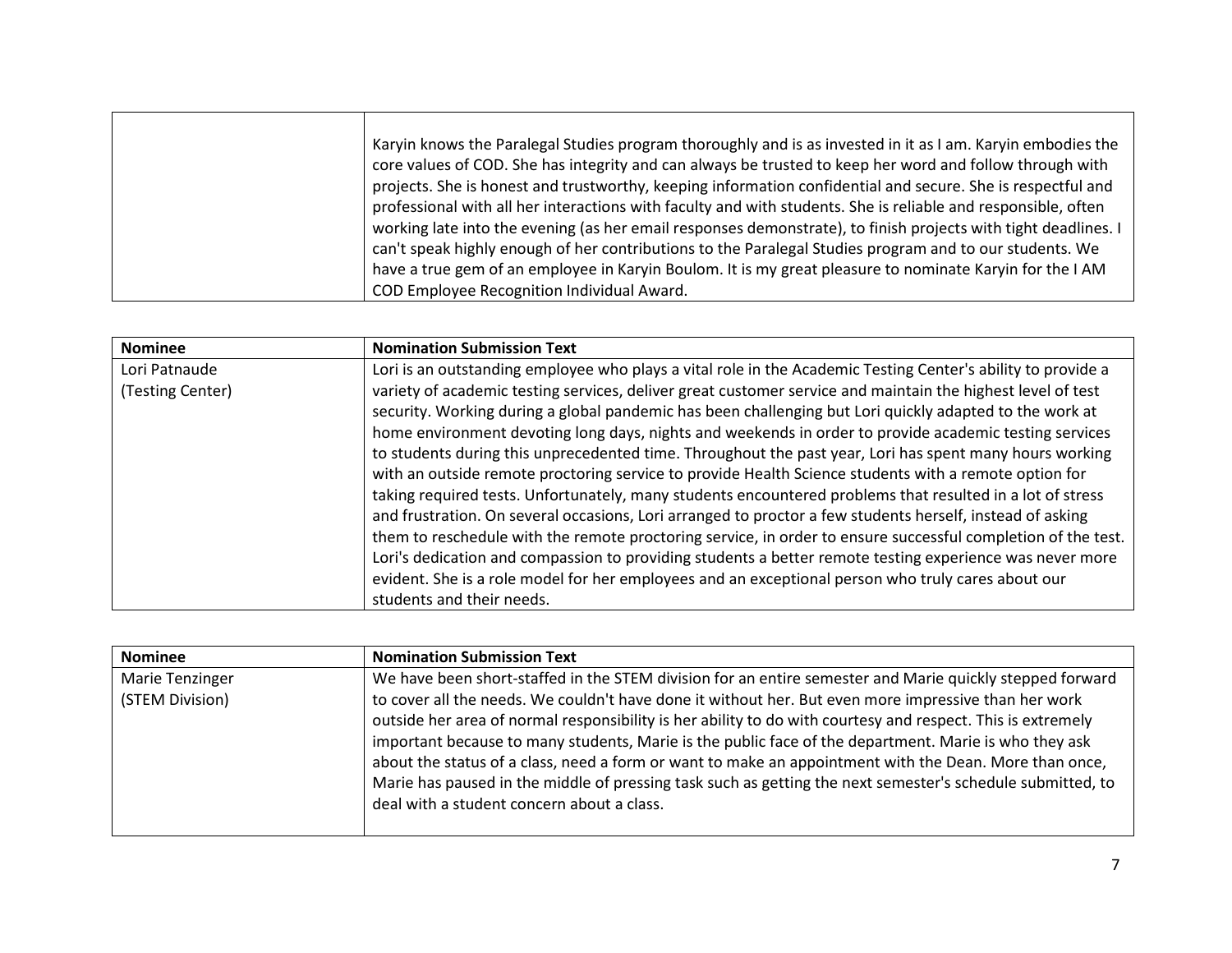| | |
|---|---|
| | Karyin knows the Paralegal Studies program thoroughly and is as invested in it as I am. Karyin embodies the core values of COD. She has integrity and can always be trusted to keep her word and follow through with projects. She is honest and trustworthy, keeping information confidential and secure. She is respectful and professional with all her interactions with faculty and with students. She is reliable and responsible, often working late into the evening (as her email responses demonstrate), to finish projects with tight deadlines. I can't speak highly enough of her contributions to the Paralegal Studies program and to our students. We have a true gem of an employee in Karyin Boulom. It is my great pleasure to nominate Karyin for the I AM COD Employee Recognition Individual Award. |

| **Nominee** | **Nomination Submission Text** |
|---|---|
| Lori Patnaude (Testing Center) | Lori is an outstanding employee who plays a vital role in the Academic Testing Center's ability to provide a variety of academic testing services, deliver great customer service and maintain the highest level of test security. Working during a global pandemic has been challenging but Lori quickly adapted to the work at home environment devoting long days, nights and weekends in order to provide academic testing services to students during this unprecedented time. Throughout the past year, Lori has spent many hours working with an outside remote proctoring service to provide Health Science students with a remote option for taking required tests. Unfortunately, many students encountered problems that resulted in a lot of stress and frustration. On several occasions, Lori arranged to proctor a few students herself, instead of asking them to reschedule with the remote proctoring service, in order to ensure successful completion of the test. Lori's dedication and compassion to providing students a better remote testing experience was never more evident. She is a role model for her employees and an exceptional person who truly cares about our students and their needs. |

| **Nominee** | **Nomination Submission Text** |
|---|---|
| Marie Tenzinger (STEM Division) | We have been short-staffed in the STEM division for an entire semester and Marie quickly stepped forward to cover all the needs. We couldn't have done it without her. But even more impressive than her work outside her area of normal responsibility is her ability to do with courtesy and respect. This is extremely important because to many students, Marie is the public face of the department. Marie is who they ask about the status of a class, need a form or want to make an appointment with the Dean. More than once, Marie has paused in the middle of pressing task such as getting the next semester's schedule submitted, to deal with a student concern about a class. |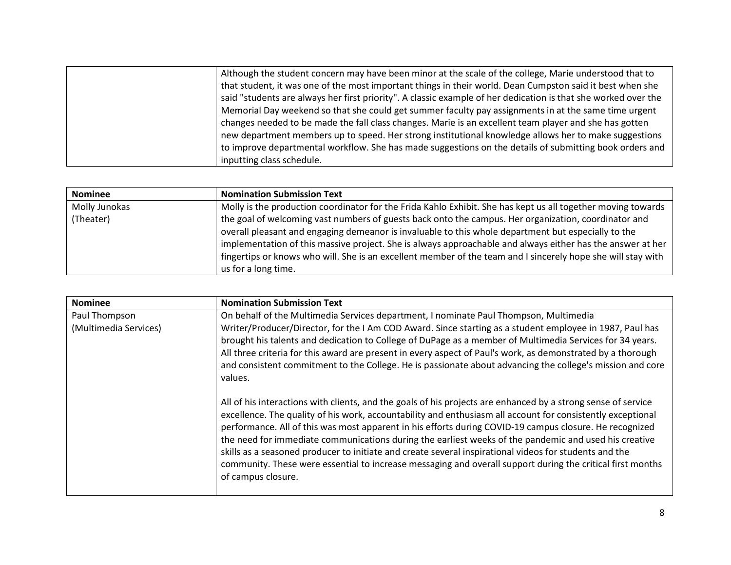| | |
|---|---|
| | Although the student concern may have been minor at the scale of the college, Marie understood that to that student, it was one of the most important things in their world. Dean Cumpston said it best when she said "students are always her first priority". A classic example of her dedication is that she worked over the Memorial Day weekend so that she could get summer faculty pay assignments in at the same time urgent changes needed to be made the fall class changes. Marie is an excellent team player and she has gotten new department members up to speed. Her strong institutional knowledge allows her to make suggestions to improve departmental workflow. She has made suggestions on the details of submitting book orders and inputting class schedule. |

| Nominee | Nomination Submission Text |
|---|---|
| Molly Junokas (Theater) | Molly is the production coordinator for the Frida Kahlo Exhibit. She has kept us all together moving towards the goal of welcoming vast numbers of guests back onto the campus. Her organization, coordinator and overall pleasant and engaging demeanor is invaluable to this whole department but especially to the implementation of this massive project. She is always approachable and always either has the answer at her fingertips or knows who will. She is an excellent member of the team and I sincerely hope she will stay with us for a long time. |

| Nominee | Nomination Submission Text |
|---|---|
| Paul Thompson (Multimedia Services) | On behalf of the Multimedia Services department, I nominate Paul Thompson, Multimedia Writer/Producer/Director, for the I Am COD Award. Since starting as a student employee in 1987, Paul has brought his talents and dedication to College of DuPage as a member of Multimedia Services for 34 years. All three criteria for this award are present in every aspect of Paul's work, as demonstrated by a thorough and consistent commitment to the College. He is passionate about advancing the college's mission and core values.<br><br>All of his interactions with clients, and the goals of his projects are enhanced by a strong sense of service excellence. The quality of his work, accountability and enthusiasm all account for consistently exceptional performance. All of this was most apparent in his efforts during COVID-19 campus closure. He recognized the need for immediate communications during the earliest weeks of the pandemic and used his creative skills as a seasoned producer to initiate and create several inspirational videos for students and the community. These were essential to increase messaging and overall support during the critical first months of campus closure. |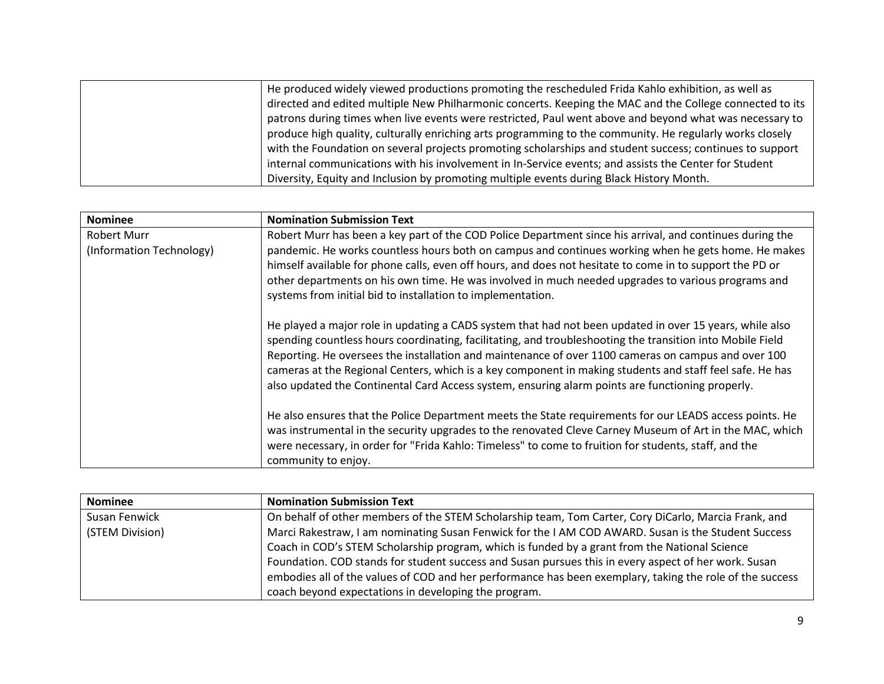| | |
|---|---|
| | He produced widely viewed productions promoting the rescheduled Frida Kahlo exhibition, as well as directed and edited multiple New Philharmonic concerts. Keeping the MAC and the College connected to its patrons during times when live events were restricted, Paul went above and beyond what was necessary to produce high quality, culturally enriching arts programming to the community. He regularly works closely with the Foundation on several projects promoting scholarships and student success; continues to support internal communications with his involvement in In-Service events; and assists the Center for Student Diversity, Equity and Inclusion by promoting multiple events during Black History Month. |

| Nominee | Nomination Submission Text |
|---|---|
| Robert Murr (Information Technology) | Robert Murr has been a key part of the COD Police Department since his arrival, and continues during the pandemic. He works countless hours both on campus and continues working when he gets home. He makes himself available for phone calls, even off hours, and does not hesitate to come in to support the PD or other departments on his own time. He was involved in much needed upgrades to various programs and systems from initial bid to installation to implementation.<br><br>He played a major role in updating a CADS system that had not been updated in over 15 years, while also spending countless hours coordinating, facilitating, and troubleshooting the transition into Mobile Field Reporting. He oversees the installation and maintenance of over 1100 cameras on campus and over 100 cameras at the Regional Centers, which is a key component in making students and staff feel safe. He has also updated the Continental Card Access system, ensuring alarm points are functioning properly.<br><br>He also ensures that the Police Department meets the State requirements for our LEADS access points. He was instrumental in the security upgrades to the renovated Cleve Carney Museum of Art in the MAC, which were necessary, in order for "Frida Kahlo: Timeless" to come to fruition for students, staff, and the community to enjoy. |

| Nominee | Nomination Submission Text |
|---|---|
| Susan Fenwick (STEM Division) | On behalf of other members of the STEM Scholarship team, Tom Carter, Cory DiCarlo, Marcia Frank, and Marci Rakestraw, I am nominating Susan Fenwick for the I AM COD AWARD. Susan is the Student Success Coach in COD's STEM Scholarship program, which is funded by a grant from the National Science Foundation. COD stands for student success and Susan pursues this in every aspect of her work. Susan embodies all of the values of COD and her performance has been exemplary, taking the role of the success coach beyond expectations in developing the program. |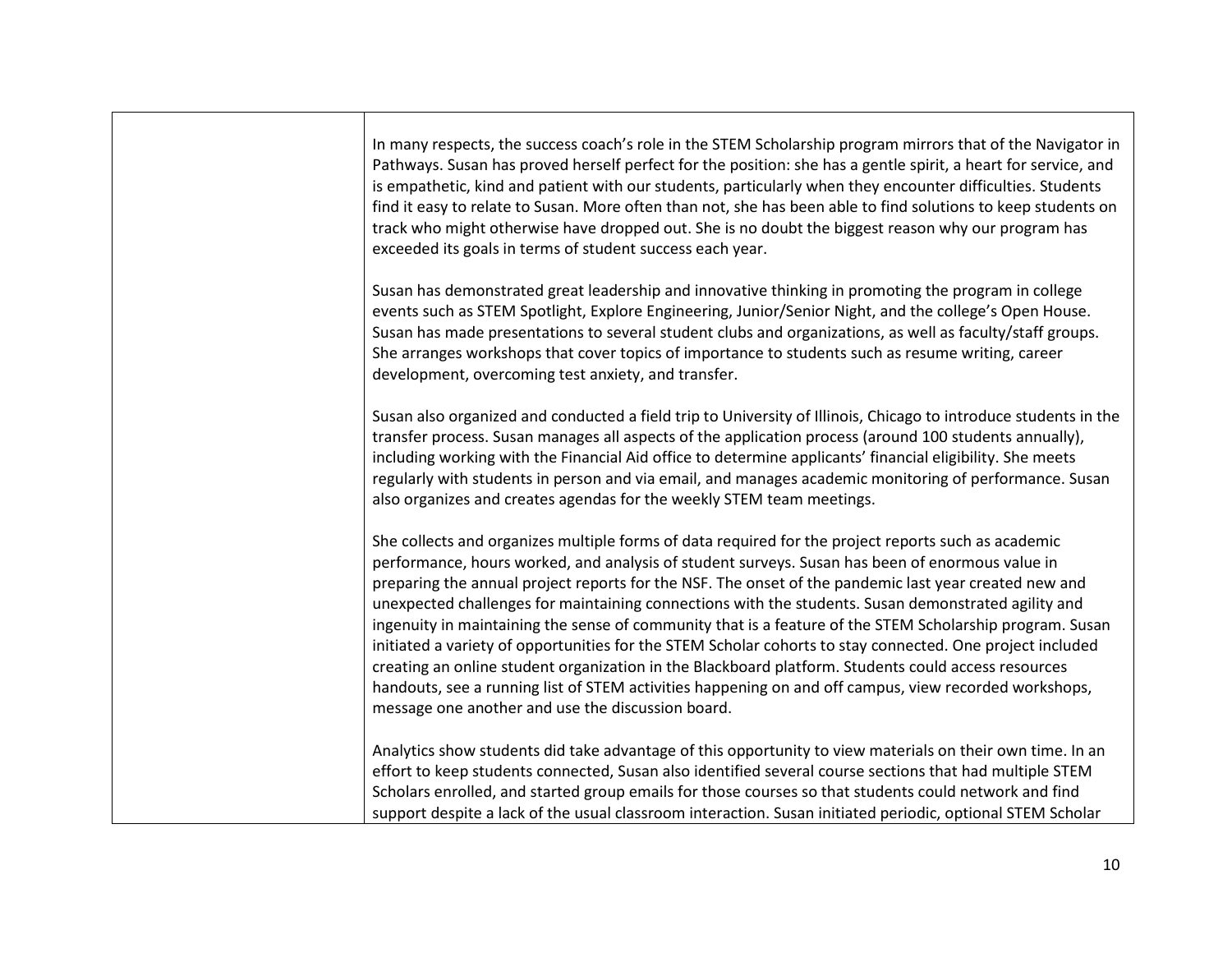| | |
|---|---|
| | In many respects, the success coach's role in the STEM Scholarship program mirrors that of the Navigator in Pathways. Susan has proved herself perfect for the position: she has a gentle spirit, a heart for service, and is empathetic, kind and patient with our students, particularly when they encounter difficulties. Students find it easy to relate to Susan. More often than not, she has been able to find solutions to keep students on track who might otherwise have dropped out. She is no doubt the biggest reason why our program has exceeded its goals in terms of student success each year.<br><br>Susan has demonstrated great leadership and innovative thinking in promoting the program in college events such as STEM Spotlight, Explore Engineering, Junior/Senior Night, and the college's Open House. Susan has made presentations to several student clubs and organizations, as well as faculty/staff groups. She arranges workshops that cover topics of importance to students such as resume writing, career development, overcoming test anxiety, and transfer.<br><br>Susan also organized and conducted a field trip to University of Illinois, Chicago to introduce students in the transfer process. Susan manages all aspects of the application process (around 100 students annually), including working with the Financial Aid office to determine applicants' financial eligibility. She meets regularly with students in person and via email, and manages academic monitoring of performance. Susan also organizes and creates agendas for the weekly STEM team meetings.<br><br>She collects and organizes multiple forms of data required for the project reports such as academic performance, hours worked, and analysis of student surveys. Susan has been of enormous value in preparing the annual project reports for the NSF. The onset of the pandemic last year created new and unexpected challenges for maintaining connections with the students. Susan demonstrated agility and ingenuity in maintaining the sense of community that is a feature of the STEM Scholarship program. Susan initiated a variety of opportunities for the STEM Scholar cohorts to stay connected. One project included creating an online student organization in the Blackboard platform. Students could access resources handouts, see a running list of STEM activities happening on and off campus, view recorded workshops, message one another and use the discussion board.<br><br>Analytics show students did take advantage of this opportunity to view materials on their own time. In an effort to keep students connected, Susan also identified several course sections that had multiple STEM Scholars enrolled, and started group emails for those courses so that students could network and find support despite a lack of the usual classroom interaction. Susan initiated periodic, optional STEM Scholar |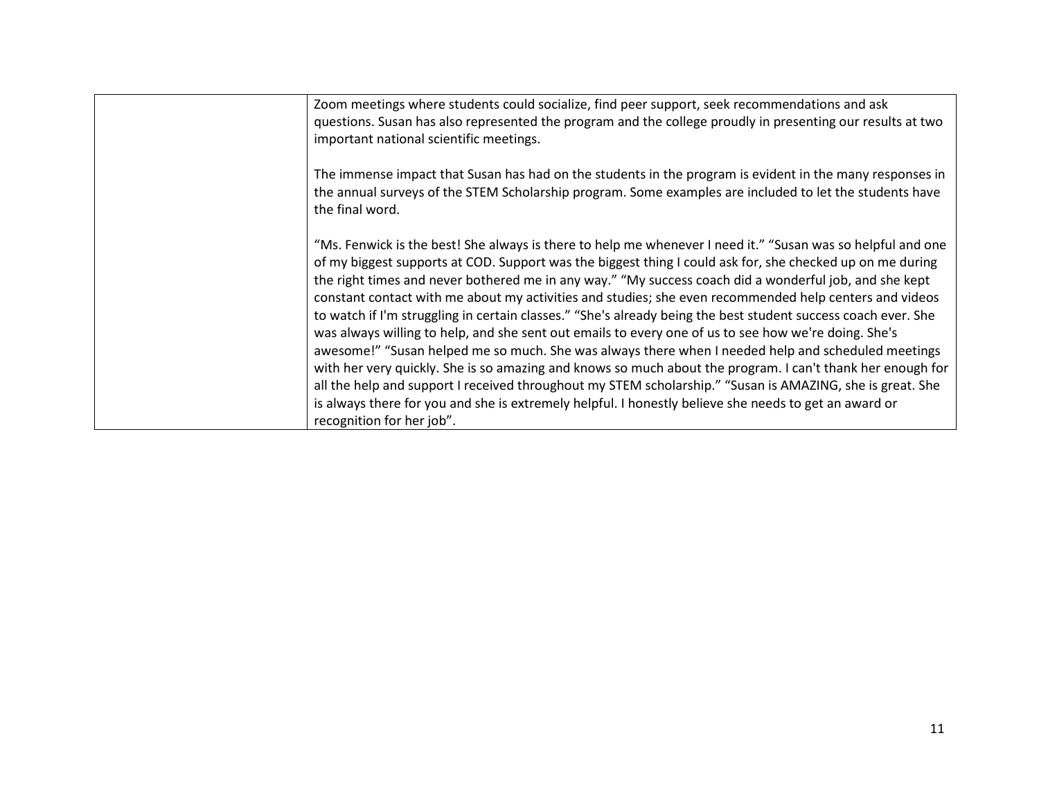| | |
|---|---|
| | Zoom meetings where students could socialize, find peer support, seek recommendations and ask questions. Susan has also represented the program and the college proudly in presenting our results at two important national scientific meetings.<br><br>The immense impact that Susan has had on the students in the program is evident in the many responses in the annual surveys of the STEM Scholarship program. Some examples are included to let the students have the final word.<br><br>“Ms. Fenwick is the best! She always is there to help me whenever I need it.” “Susan was so helpful and one of my biggest supports at COD. Support was the biggest thing I could ask for, she checked up on me during the right times and never bothered me in any way.” “My success coach did a wonderful job, and she kept constant contact with me about my activities and studies; she even recommended help centers and videos to watch if I'm struggling in certain classes.” “She's already being the best student success coach ever. She was always willing to help, and she sent out emails to every one of us to see how we're doing. She's awesome!” “Susan helped me so much. She was always there when I needed help and scheduled meetings with her very quickly. She is so amazing and knows so much about the program. I can't thank her enough for all the help and support I received throughout my STEM scholarship.” “Susan is AMAZING, she is great. She is always there for you and she is extremely helpful. I honestly believe she needs to get an award or recognition for her job”. |